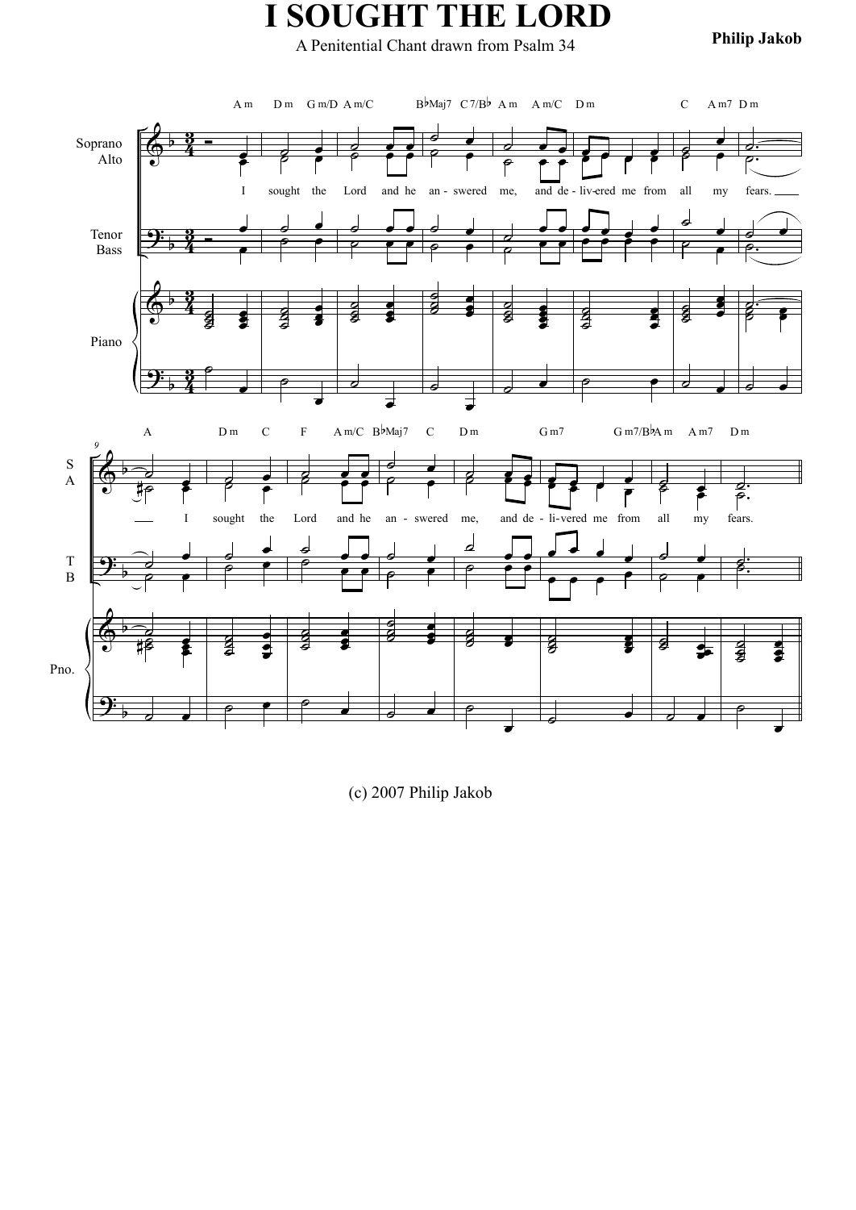# I SOUGHT THE LORD

A Penitential Chant drawn from Psalm 34

**Philip Jakob**

(c) 2007 Philip Jakob